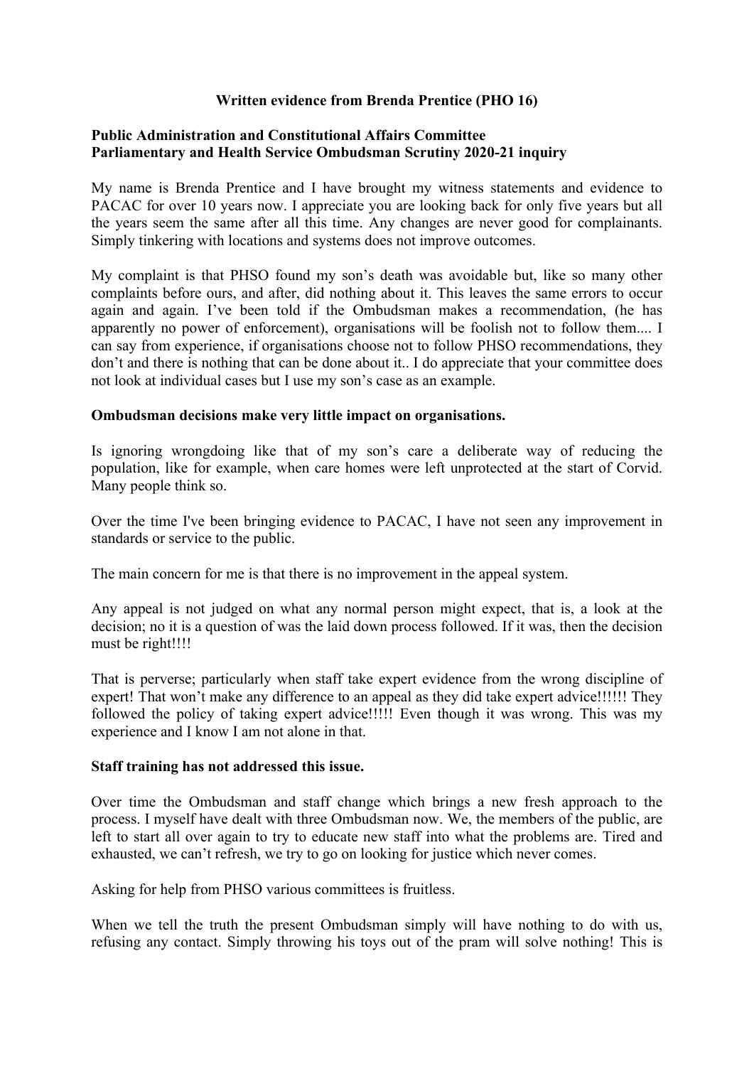**Written evidence from Brenda Prentice (PHO 16)**

**Public Administration and Constitutional Affairs Committee**
**Parliamentary and Health Service Ombudsman Scrutiny 2020-21 inquiry**

My name is Brenda Prentice and I have brought my witness statements and evidence to PACAC for over 10 years now. I appreciate you are looking back for only five years but all the years seem the same after all this time. Any changes are never good for complainants. Simply tinkering with locations and systems does not improve outcomes.

My complaint is that PHSO found my son's death was avoidable but, like so many other complaints before ours, and after, did nothing about it. This leaves the same errors to occur again and again. I've been told if the Ombudsman makes a recommendation, (he has apparently no power of enforcement), organisations will be foolish not to follow them.... I can say from experience, if organisations choose not to follow PHSO recommendations, they don't and there is nothing that can be done about it.. I do appreciate that your committee does not look at individual cases but I use my son's case as an example.

**Ombudsman decisions make very little impact on organisations.**

Is ignoring wrongdoing like that of my son's care a deliberate way of reducing the population, like for example, when care homes were left unprotected at the start of Corvid. Many people think so.

Over the time I've been bringing evidence to PACAC, I have not seen any improvement in standards or service to the public.

The main concern for me is that there is no improvement in the appeal system.

Any appeal is not judged on what any normal person might expect, that is, a look at the decision; no it is a question of was the laid down process followed. If it was, then the decision must be right!!!!

That is perverse; particularly when staff take expert evidence from the wrong discipline of expert! That won't make any difference to an appeal as they did take expert advice!!!!!! They followed the policy of taking expert advice!!!!! Even though it was wrong. This was my experience and I know I am not alone in that.

**Staff training has not addressed this issue.**

Over time the Ombudsman and staff change which brings a new fresh approach to the process. I myself have dealt with three Ombudsman now. We, the members of the public, are left to start all over again to try to educate new staff into what the problems are. Tired and exhausted, we can't refresh, we try to go on looking for justice which never comes.

Asking for help from PHSO various committees is fruitless.

When we tell the truth the present Ombudsman simply will have nothing to do with us, refusing any contact. Simply throwing his toys out of the pram will solve nothing! This is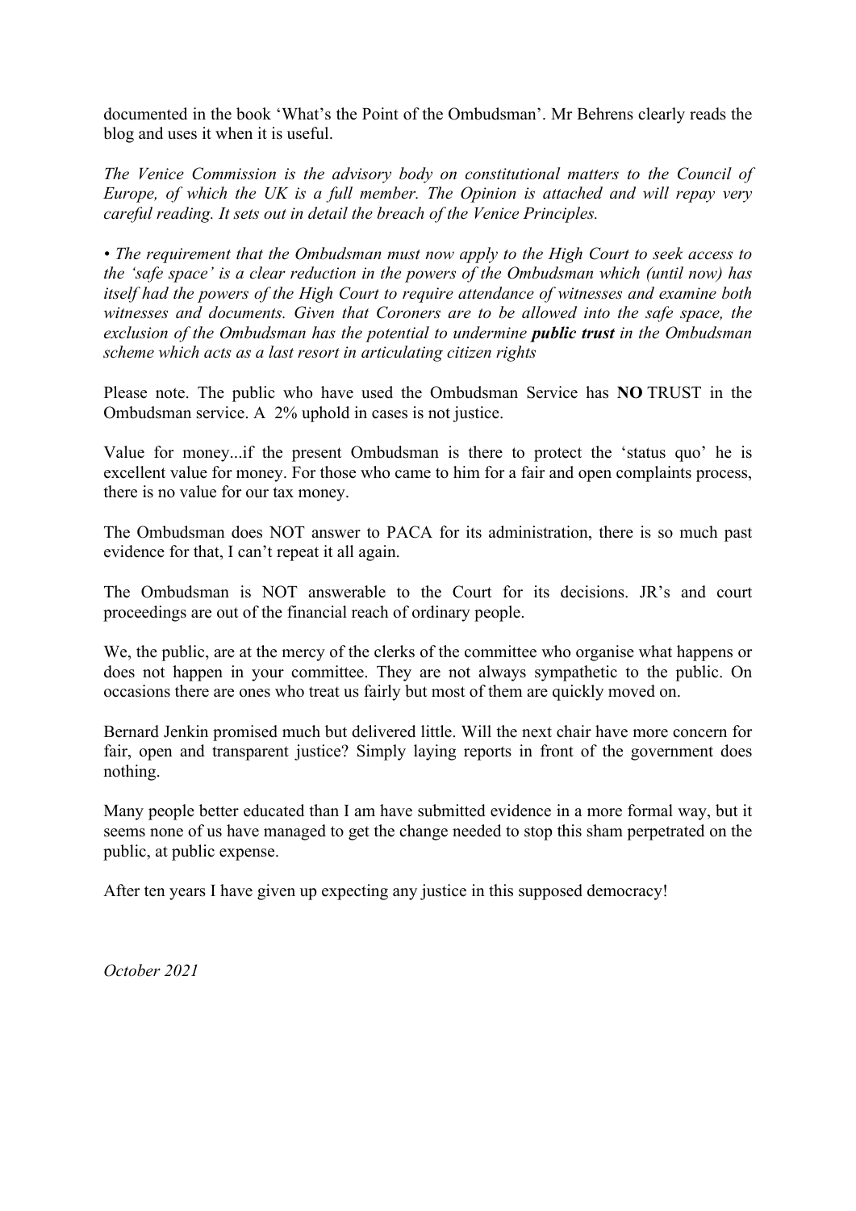documented in the book 'What's the Point of the Ombudsman'. Mr Behrens clearly reads the blog and uses it when it is useful.

*The Venice Commission is the advisory body on constitutional matters to the Council of Europe, of which the UK is a full member. The Opinion is attached and will repay very careful reading. It sets out in detail the breach of the Venice Principles.*

*• The requirement that the Ombudsman must now apply to the High Court to seek access to the 'safe space' is a clear reduction in the powers of the Ombudsman which (until now) has itself had the powers of the High Court to require attendance of witnesses and examine both witnesses and documents. Given that Coroners are to be allowed into the safe space, the exclusion of the Ombudsman has the potential to undermine* ***public trust*** *in the Ombudsman scheme which acts as a last resort in articulating citizen rights*

Please note. The public who have used the Ombudsman Service has **NO** TRUST in the Ombudsman service. A 2% uphold in cases is not justice.

Value for money...if the present Ombudsman is there to protect the 'status quo' he is excellent value for money. For those who came to him for a fair and open complaints process, there is no value for our tax money.

The Ombudsman does NOT answer to PACA for its administration, there is so much past evidence for that, I can't repeat it all again.

The Ombudsman is NOT answerable to the Court for its decisions. JR's and court proceedings are out of the financial reach of ordinary people.

We, the public, are at the mercy of the clerks of the committee who organise what happens or does not happen in your committee. They are not always sympathetic to the public. On occasions there are ones who treat us fairly but most of them are quickly moved on.

Bernard Jenkin promised much but delivered little. Will the next chair have more concern for fair, open and transparent justice? Simply laying reports in front of the government does nothing.

Many people better educated than I am have submitted evidence in a more formal way, but it seems none of us have managed to get the change needed to stop this sham perpetrated on the public, at public expense.

After ten years I have given up expecting any justice in this supposed democracy!

*October 2021*